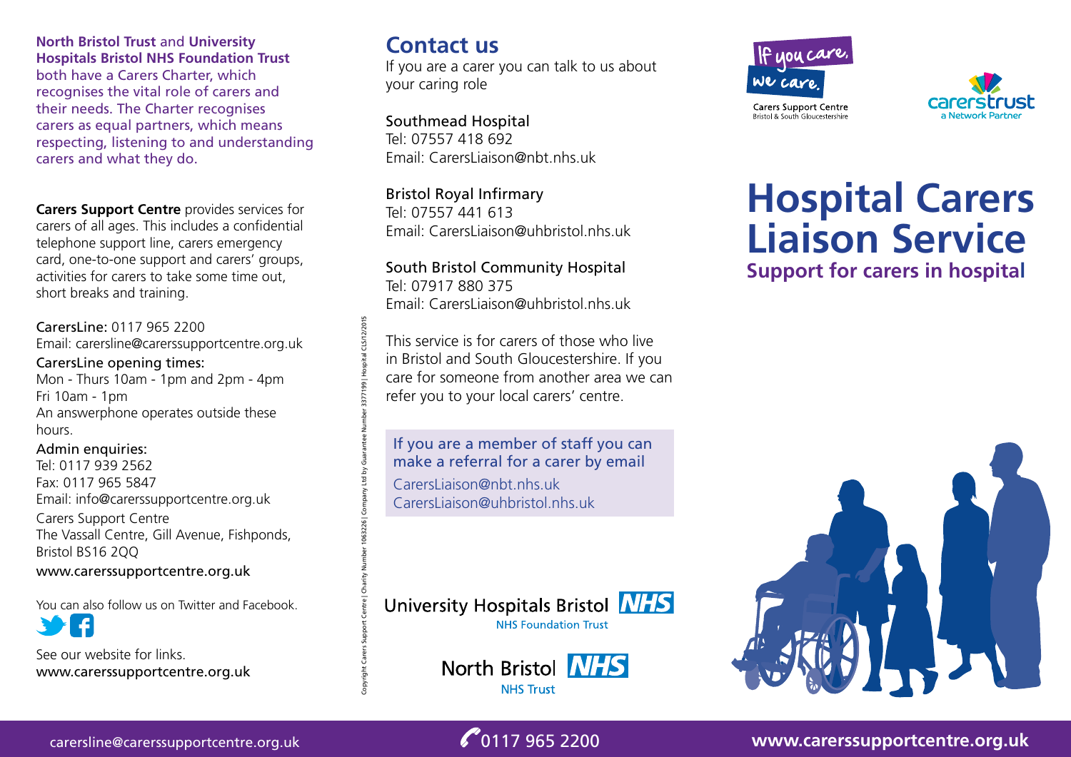**North Bristol Trust** and **University Hospitals Bristol NHS Foundation Trust** both have a Carers Charter, which recognises the vital role of carers and their needs. The Charter recognises carers as equal partners, which means respecting, listening to and understanding carers and what they do.

**Carers Support Centre** provides services for carers of all ages. This includes a confidential telephone support line, carers emergency card, one-to-one support and carers' groups, activities for carers to take some time out, short breaks and training.

CarersLine: 0117 965 2200
Email: carersline@carerssupportcentre.org.uk

CarersLine opening times:
Mon - Thurs 10am - 1pm and 2pm - 4pm
Fri 10am - 1pm
An answerphone operates outside these hours.

Admin enquiries:
Tel: 0117 939 2562
Fax: 0117 965 5847
Email: info@carerssupportcentre.org.uk

Carers Support Centre
The Vassall Centre, Gill Avenue, Fishponds, Bristol BS16 2QQ

www.carerssupportcentre.org.uk

You can also follow us on Twitter and Facebook.

See our website for links.
www.carerssupportcentre.org.uk

Copyright Carers Support Centre | Charity Number 1063226 | Company Ltd by Guarantee Number 3377199 | Hospital CLS/12/2015

## Contact us

If you are a carer you can talk to us about your caring role

Southmead Hospital
Tel: 07557 418 692
Email: CarersLiaison@nbt.nhs.uk

Bristol Royal Infirmary
Tel: 07557 441 613
Email: CarersLiaison@uhbristol.nhs.uk

South Bristol Community Hospital
Tel: 07917 880 375
Email: CarersLiaison@uhbristol.nhs.uk

This service is for carers of those who live in Bristol and South Gloucestershire. If you care for someone from another area we can refer you to your local carers' centre.

If you are a member of staff you can make a referral for a carer by email
CarersLiaison@nbt.nhs.uk
CarersLiaison@uhbristol.nhs.uk

University Hospitals Bristol NHS
NHS Foundation Trust

North Bristol NHS
NHS Trust

If you care, we care.
Carers Support Centre
Bristol & South Gloucestershire

carerstrust
a Network Partner

# Hospital Carers Liaison Service

## Support for carers in hospital

carersline@carerssupportcentre.org.uk | 0117 965 2200 | **www.carerssupportcentre.org.uk**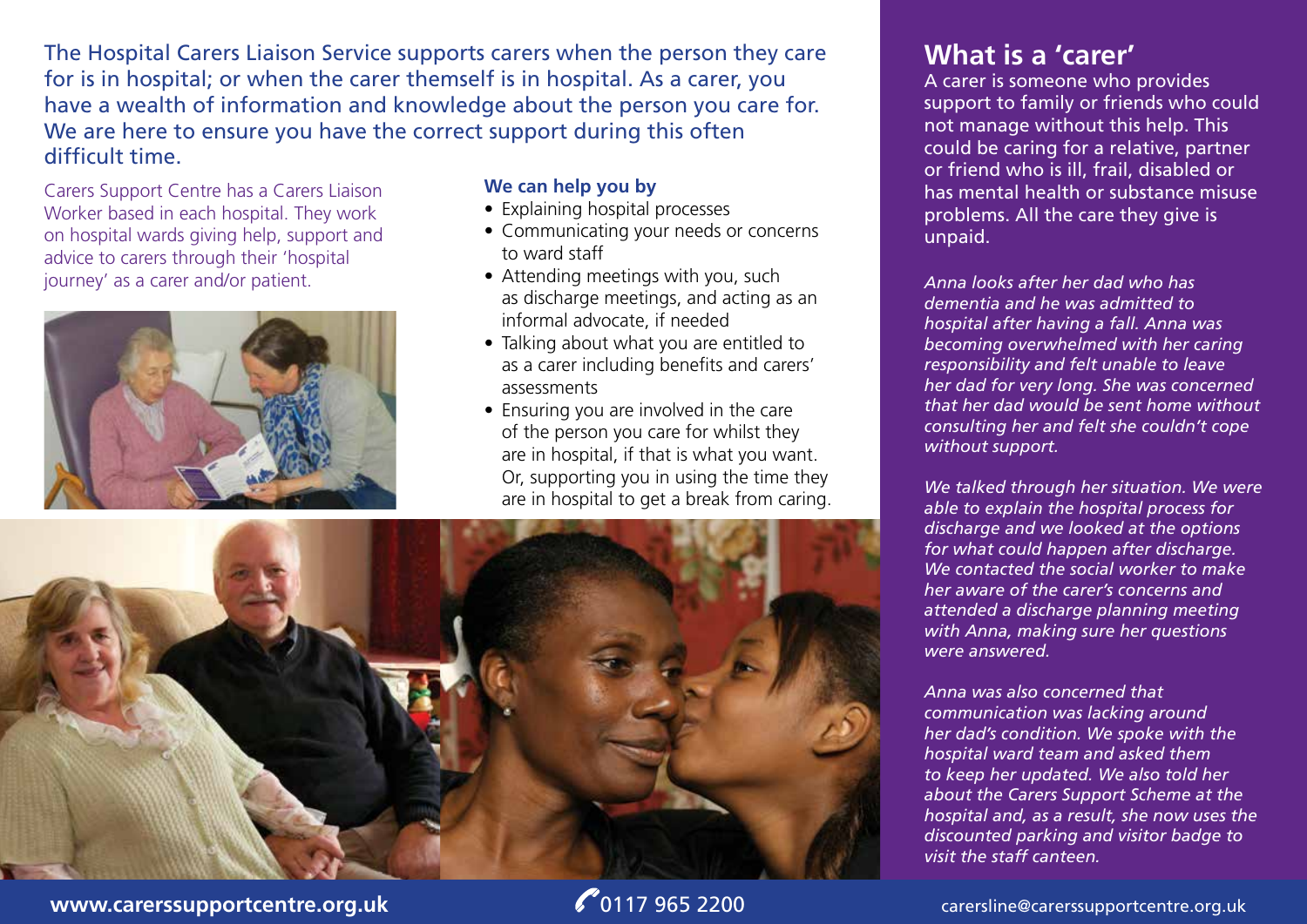The Hospital Carers Liaison Service supports carers when the person they care for is in hospital; or when the carer themself is in hospital. As a carer, you have a wealth of information and knowledge about the person you care for. We are here to ensure you have the correct support during this often difficult time.

Carers Support Centre has a Carers Liaison Worker based in each hospital. They work on hospital wards giving help, support and advice to carers through their 'hospital journey' as a carer and/or patient.

**We can help you by**

- Explaining hospital processes
- Communicating your needs or concerns to ward staff
- Attending meetings with you, such as discharge meetings, and acting as an informal advocate, if needed
- Talking about what you are entitled to as a carer including benefits and carers' assessments
- Ensuring you are involved in the care of the person you care for whilst they are in hospital, if that is what you want. Or, supporting you in using the time they are in hospital to get a break from caring.

## What is a 'carer'

A carer is someone who provides support to family or friends who could not manage without this help. This could be caring for a relative, partner or friend who is ill, frail, disabled or has mental health or substance misuse problems. All the care they give is unpaid.

*Anna looks after her dad who has dementia and he was admitted to hospital after having a fall. Anna was becoming overwhelmed with her caring responsibility and felt unable to leave her dad for very long. She was concerned that her dad would be sent home without consulting her and felt she couldn't cope without support.*

*We talked through her situation. We were able to explain the hospital process for discharge and we looked at the options for what could happen after discharge. We contacted the social worker to make her aware of the carer's concerns and attended a discharge planning meeting with Anna, making sure her questions were answered.*

*Anna was also concerned that communication was lacking around her dad's condition. We spoke with the hospital ward team and asked them to keep her updated. We also told her about the Carers Support Scheme at the hospital and, as a result, she now uses the discounted parking and visitor badge to visit the staff canteen.*

**www.carerssupportcentre.org.uk** 0117 965 2200 carersline@carerssupportcentre.org.uk